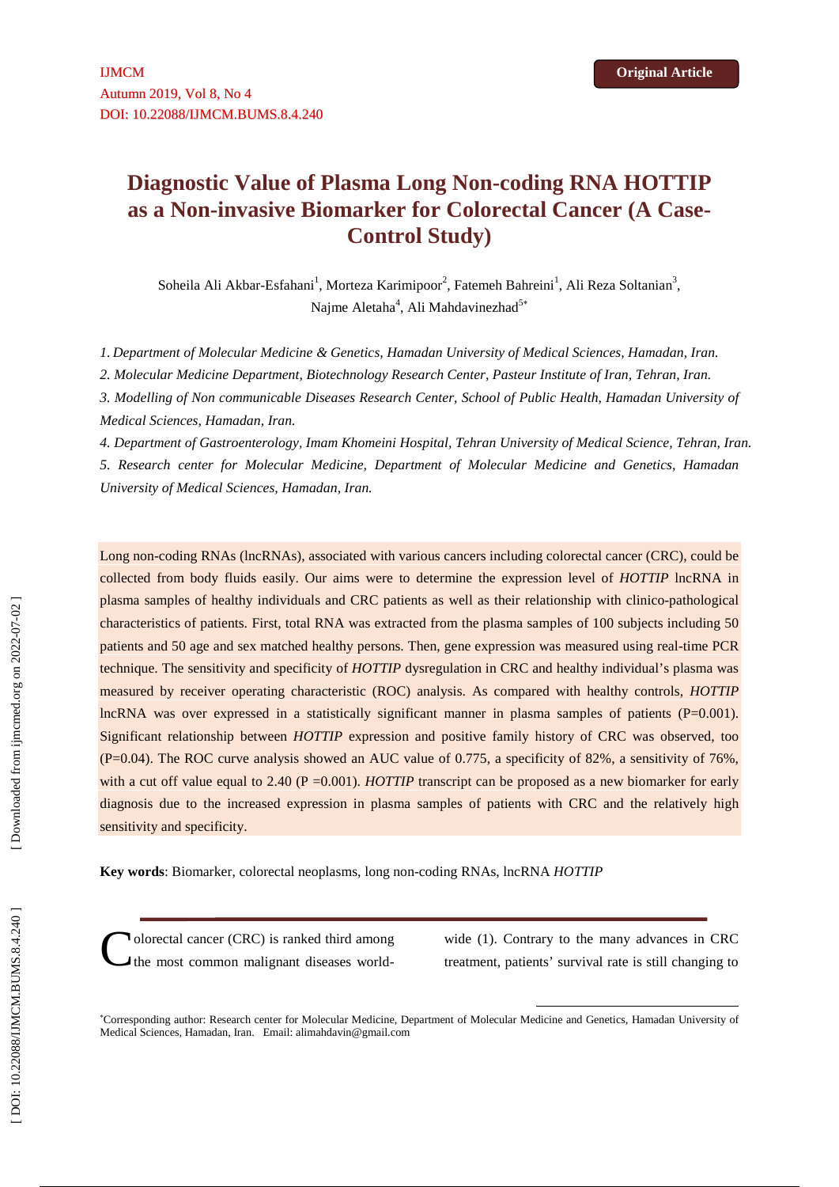Original Article

# Diagnostic Value of Plasma Long Non-coding RNA HOTTIP as a Non-invasive Biomarker for Colorectal Cancer (A Case-Control Study)

Soheila Ali Akbar-Esfahani[1], Morteza Karimipoor[2], Fatemeh Bahreini[1], Ali Reza Soltanian[3], Najme Aletaha[4], Ali Mahdavinezhad[5*]

*1. Department of Molecular Medicine & Genetics, Hamadan University of Medical Sciences, Hamadan, Iran.*

*2. Molecular Medicine Department, Biotechnology Research Center, Pasteur Institute of Iran, Tehran, Iran.*

*3. Modelling of Non communicable Diseases Research Center, School of Public Health, Hamadan University of Medical Sciences, Hamadan, Iran.*

*4. Department of Gastroenterology, Imam Khomeini Hospital, Tehran University of Medical Science, Tehran, Iran.*

*5. Research center for Molecular Medicine, Department of Molecular Medicine and Genetics, Hamadan University of Medical Sciences, Hamadan, Iran.*

Long non-coding RNAs (lncRNAs), associated with various cancers including colorectal cancer (CRC), could be collected from body fluids easily. Our aims were to determine the expression level of *HOTTIP* lncRNA in plasma samples of healthy individuals and CRC patients as well as their relationship with clinico-pathological characteristics of patients. First, total RNA was extracted from the plasma samples of 100 subjects including 50 patients and 50 age and sex matched healthy persons. Then, gene expression was measured using real-time PCR technique. The sensitivity and specificity of *HOTTIP* dysregulation in CRC and healthy individual's plasma was measured by receiver operating characteristic (ROC) analysis. As compared with healthy controls, *HOTTIP* lncRNA was over expressed in a statistically significant manner in plasma samples of patients (P=0.001). Significant relationship between *HOTTIP* expression and positive family history of CRC was observed, too (P=0.04). The ROC curve analysis showed an AUC value of 0.775, a specificity of 82%, a sensitivity of 76%, with a cut off value equal to 2.40 (P =0.001). *HOTTIP* transcript can be proposed as a new biomarker for early diagnosis due to the increased expression in plasma samples of patients with CRC and the relatively high sensitivity and specificity.

**Key words**: Biomarker, colorectal neoplasms, long non-coding RNAs, lncRNA *HOTTIP*

Colorectal cancer (CRC) is ranked third among the most common malignant diseases world-wide (1). Contrary to the many advances in CRC treatment, patients' survival rate is still changing to

*Corresponding author: Research center for Molecular Medicine, Department of Molecular Medicine and Genetics, Hamadan University of Medical Sciences, Hamadan, Iran. Email: alimahdavin@gmail.com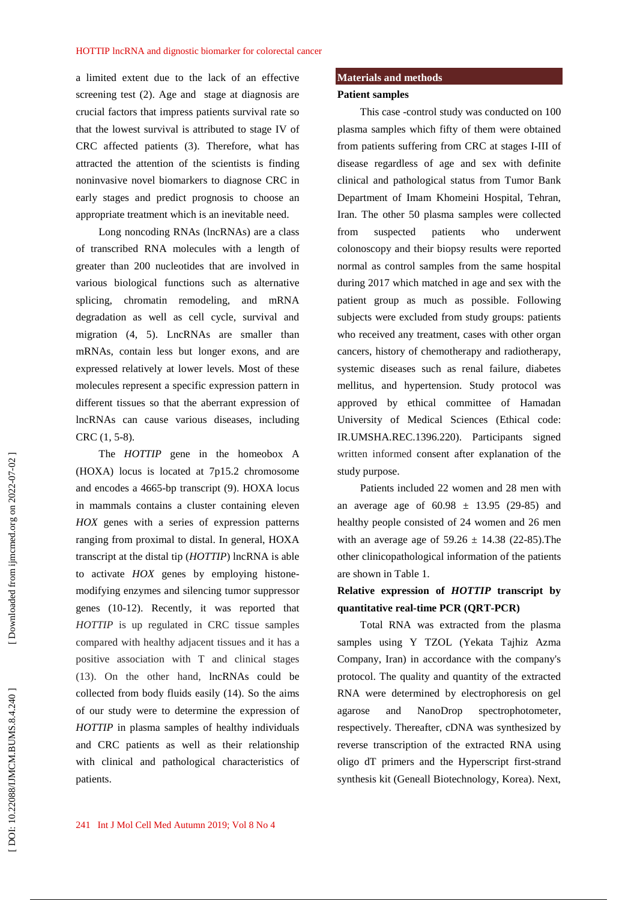a limited extent due to the lack of an effective screening test (2). Age and stage at diagnosis are crucial factors that impress patients survival rate so that the lowest survival is attributed to stage IV of CRC affected patients (3). Therefore, what has attracted the attention of the scientists is finding noninvasive novel biomarkers to diagnose CRC in early stages and predict prognosis to choose an appropriate treatment which is an inevitable need.

Long noncoding RNAs (lncRNAs) are a class of transcribed RNA molecules with a length of greater than 200 nucleotides that are involved in various biological functions such as alternative splicing, chromatin remodeling, and mRNA degradation as well as cell cycle, survival and migration (4, 5). LncRNAs are smaller than mRNAs, contain less but longer exons, and are expressed relatively at lower levels. Most of these molecules represent a specific expression pattern in different tissues so that the aberrant expression of lncRNAs can cause various diseases, including CRC (1, 5-8).

The *HOTTIP* gene in the homeobox A (HOXA) locus is located at 7p15.2 chromosome and encodes a 4665-bp transcript (9). HOXA locus in mammals contains a cluster containing eleven *HOX* genes with a series of expression patterns ranging from proximal to distal. In general, HOXA transcript at the distal tip (*HOTTIP*) lncRNA is able to activate *HOX* genes by employing histone-modifying enzymes and silencing tumor suppressor genes (10-12). Recently, it was reported that *HOTTIP* is up regulated in CRC tissue samples compared with healthy adjacent tissues and it has a positive association with T and clinical stages (13). On the other hand, lncRNAs could be collected from body fluids easily (14). So the aims of our study were to determine the expression of *HOTTIP* in plasma samples of healthy individuals and CRC patients as well as their relationship with clinical and pathological characteristics of patients.

## Materials and methods

### Patient samples

This case -control study was conducted on 100 plasma samples which fifty of them were obtained from patients suffering from CRC at stages I-III of disease regardless of age and sex with definite clinical and pathological status from Tumor Bank Department of Imam Khomeini Hospital, Tehran, Iran. The other 50 plasma samples were collected from suspected patients who underwent colonoscopy and their biopsy results were reported normal as control samples from the same hospital during 2017 which matched in age and sex with the patient group as much as possible. Following subjects were excluded from study groups: patients who received any treatment, cases with other organ cancers, history of chemotherapy and radiotherapy, systemic diseases such as renal failure, diabetes mellitus, and hypertension. Study protocol was approved by ethical committee of Hamadan University of Medical Sciences (Ethical code: IR.UMSHA.REC.1396.220). Participants signed written informed consent after explanation of the study purpose.

Patients included 22 women and 28 men with an average age of 60.98 ± 13.95 (29-85) and healthy people consisted of 24 women and 26 men with an average age of 59.26 ± 14.38 (22-85).The other clinicopathological information of the patients are shown in Table 1.

### Relative expression of *HOTTIP* transcript by quantitative real-time PCR (QRT-PCR)

Total RNA was extracted from the plasma samples using Y TZOL (Yekata Tajhiz Azma Company, Iran) in accordance with the company's protocol. The quality and quantity of the extracted RNA were determined by electrophoresis on gel agarose and NanoDrop spectrophotometer, respectively. Thereafter, cDNA was synthesized by reverse transcription of the extracted RNA using oligo dT primers and the Hyperscript first-strand synthesis kit (Geneall Biotechnology, Korea). Next,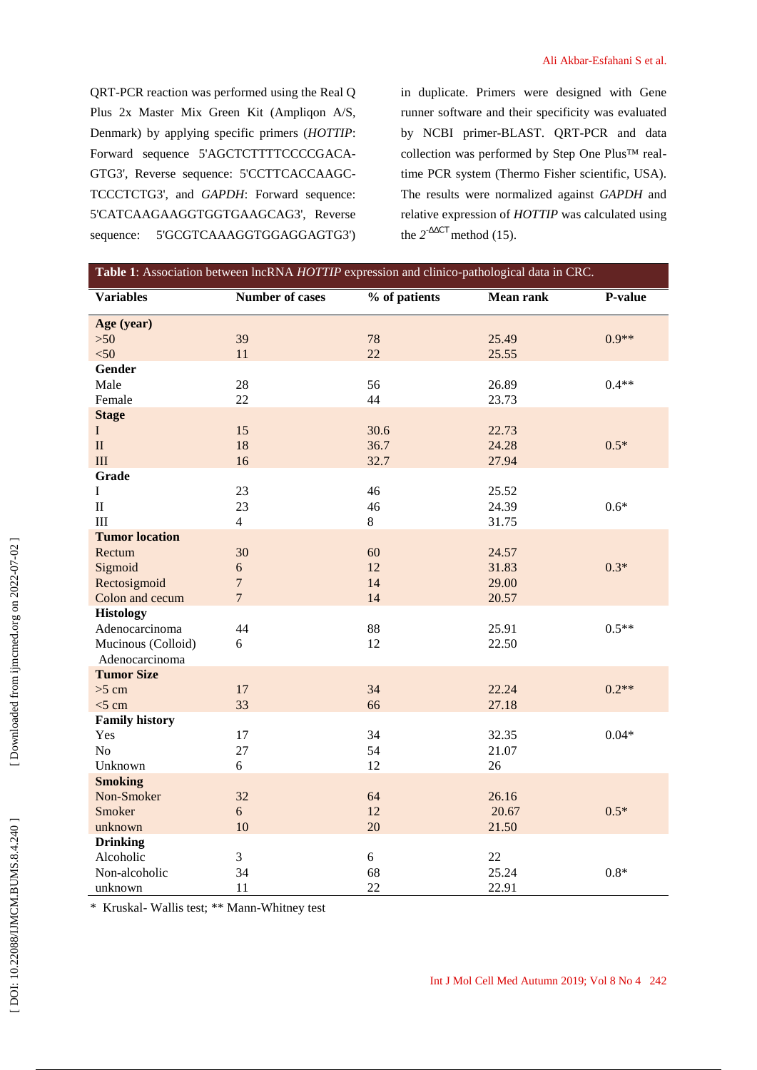QRT-PCR reaction was performed using the Real Q Plus 2x Master Mix Green Kit (Ampliqon A/S, Denmark) by applying specific primers (*HOTTIP*: Forward sequence 5'AGCTCTTTTCCCCGACA-GTG3', Reverse sequence: 5'CCTTCACCAAGC-TCCCTCTG3', and *GAPDH*: Forward sequence: 5'CATCAAGAAGGTGGTGAAGCAG3', Reverse sequence: 5'GCGTCAAAGGTGGAGGAGTG3') in duplicate. Primers were designed with Gene runner software and their specificity was evaluated by NCBI primer-BLAST. QRT-PCR and data collection was performed by Step One Plus™ real-time PCR system (Thermo Fisher scientific, USA). The results were normalized against *GAPDH* and relative expression of *HOTTIP* was calculated using the $2^{-\Delta\Delta CT}$ method (15).

**Table 1**: Association between lncRNA *HOTTIP* expression and clinico-pathological data in CRC.

| Variables | Number of cases | % of patients | Mean rank | P-value |
|---|---|---|---|---|
| **Age (year)** | | | | |
| >50 | 39 | 78 | 25.49 | 0.9** |
| <50 | 11 | 22 | 25.55 | |
| **Gender** | | | | |
| Male | 28 | 56 | 26.89 | 0.4** |
| Female | 22 | 44 | 23.73 | |
| **Stage** | | | | |
| I | 15 | 30.6 | 22.73 | |
| II | 18 | 36.7 | 24.28 | 0.5* |
| III | 16 | 32.7 | 27.94 | |
| **Grade** | | | | |
| I | 23 | 46 | 25.52 | |
| II | 23 | 46 | 24.39 | 0.6* |
| III | 4 | 8 | 31.75 | |
| **Tumor location** | | | | |
| Rectum | 30 | 60 | 24.57 | |
| Sigmoid | 6 | 12 | 31.83 | 0.3* |
| Rectosigmoid | 7 | 14 | 29.00 | |
| Colon and cecum | 7 | 14 | 20.57 | |
| **Histology** | | | | |
| Adenocarcinoma | 44 | 88 | 25.91 | 0.5** |
| Mucinous (Colloid) Adenocarcinoma | 6 | 12 | 22.50 | |
| **Tumor Size** | | | | |
| >5 cm | 17 | 34 | 22.24 | 0.2** |
| <5 cm | 33 | 66 | 27.18 | |
| **Family history** | | | | |
| Yes | 17 | 34 | 32.35 | 0.04* |
| No | 27 | 54 | 21.07 | |
| Unknown | 6 | 12 | 26 | |
| **Smoking** | | | | |
| Non-Smoker | 32 | 64 | 26.16 | |
| Smoker | 6 | 12 | 20.67 | 0.5* |
| unknown | 10 | 20 | 21.50 | |
| **Drinking** | | | | |
| Alcoholic | 3 | 6 | 22 | |
| Non-alcoholic | 34 | 68 | 25.24 | 0.8* |
| unknown | 11 | 22 | 22.91 | |

\* Kruskal- Wallis test; ** Mann-Whitney test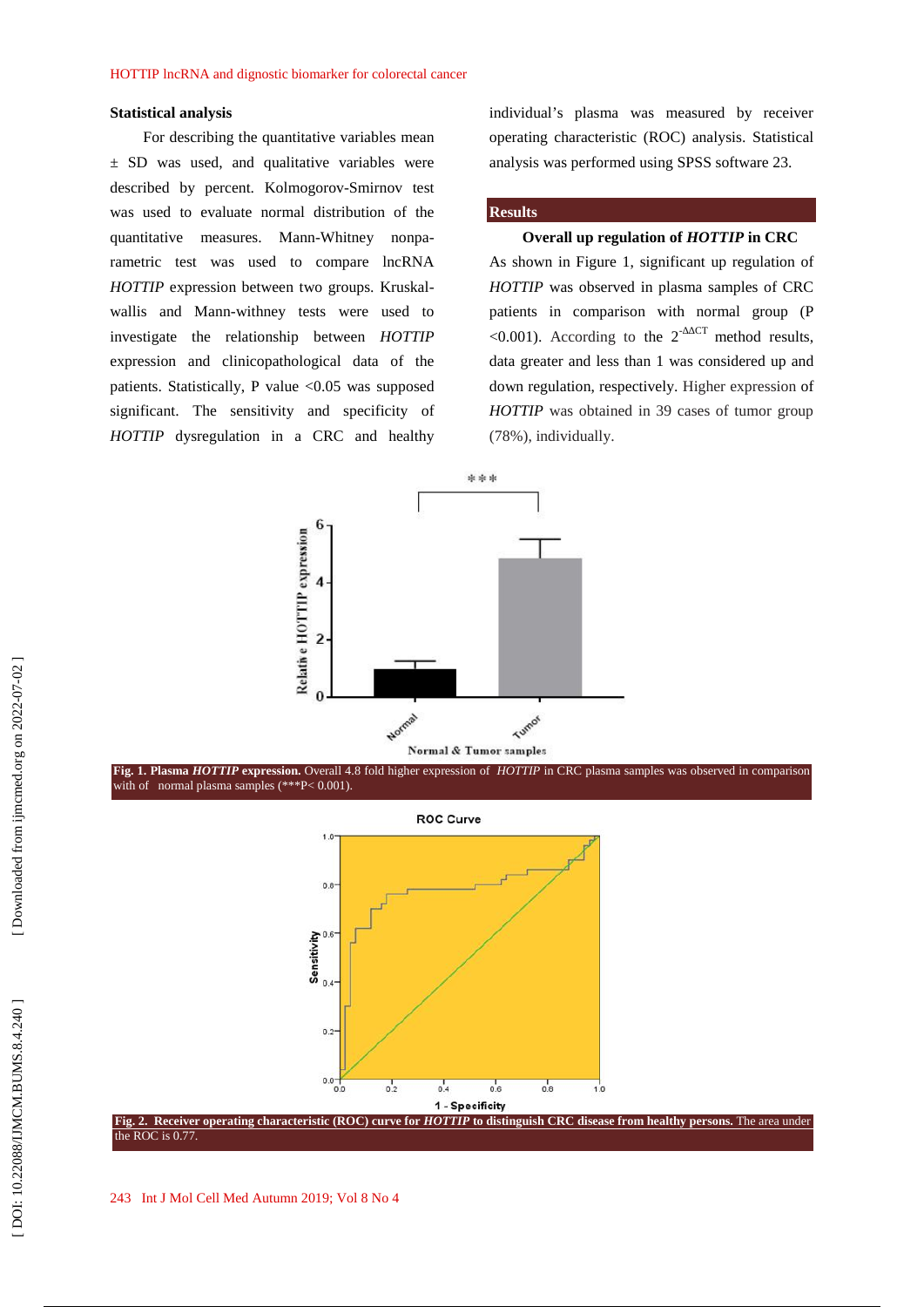### Statistical analysis

For describing the quantitative variables mean ± SD was used, and qualitative variables were described by percent. Kolmogorov-Smirnov test was used to evaluate normal distribution of the quantitative measures. Mann-Whitney nonparametric test was used to compare lncRNA *HOTTIP* expression between two groups. Kruskal-wallis and Mann-withney tests were used to investigate the relationship between *HOTTIP* expression and clinicopathological data of the patients. Statistically, P value <0.05 was supposed significant. The sensitivity and specificity of *HOTTIP* dysregulation in a CRC and healthy individual's plasma was measured by receiver operating characteristic (ROC) analysis. Statistical analysis was performed using SPSS software 23.

## Results

### Overall up regulation of *HOTTIP* in CRC

As shown in Figure 1, significant up regulation of *HOTTIP* was observed in plasma samples of CRC patients in comparison with normal group (P <0.001). According to the $2^{-\Delta\Delta CT}$ method results, data greater and less than 1 was considered up and down regulation, respectively. Higher expression of *HOTTIP* was obtained in 39 cases of tumor group (78%), individually.

***

Relative HOTTIP expression

0
2
4
6

Normal
Tumor

Normal & Tumor samples

**Fig. 1. Plasma *HOTTIP* expression.** Overall 4.8 fold higher expression of *HOTTIP* in CRC plasma samples was observed in comparison with of normal plasma samples (***P< 0.001).

ROC Curve

Sensitivity

1 - Specificity

0.0
0.2
0.4
0.6
0.8
1.0

**Fig. 2. Receiver operating characteristic (ROC) curve for *HOTTIP* to distinguish CRC disease from healthy persons.** The area under the ROC is 0.77.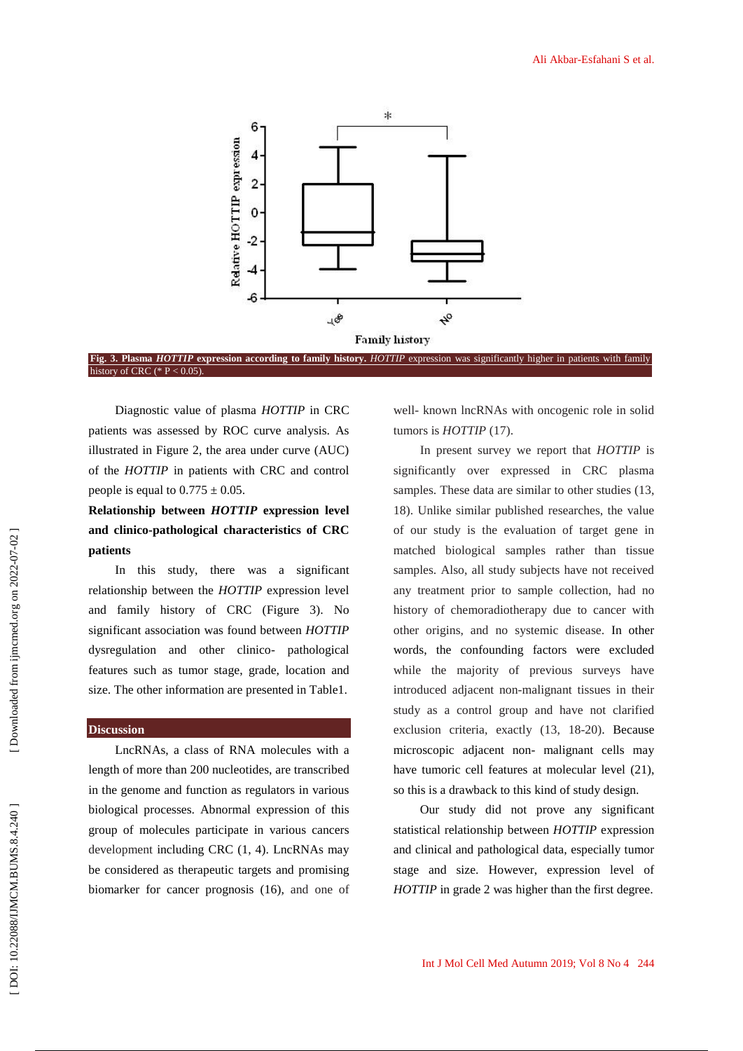Relative HOTTIP expression

6
4
2
0
-2
-4
-6

*

Yes
No

Family history

**Fig. 3. Plasma *HOTTIP* expression according to family history.** *HOTTIP* expression was significantly higher in patients with family history of CRC (* P < 0.05).

Diagnostic value of plasma *HOTTIP* in CRC patients was assessed by ROC curve analysis. As illustrated in Figure 2, the area under curve (AUC) of the *HOTTIP* in patients with CRC and control people is equal to 0.775 ± 0.05.

**Relationship between *HOTTIP* expression level and clinico-pathological characteristics of CRC patients**

In this study, there was a significant relationship between the *HOTTIP* expression level and family history of CRC (Figure 3). No significant association was found between *HOTTIP* dysregulation and other clinico- pathological features such as tumor stage, grade, location and size. The other information are presented in Table1.

## Discussion

LncRNAs, a class of RNA molecules with a length of more than 200 nucleotides, are transcribed in the genome and function as regulators in various biological processes. Abnormal expression of this group of molecules participate in various cancers development including CRC (1, 4). LncRNAs may be considered as therapeutic targets and promising biomarker for cancer prognosis (16), and one of well- known lncRNAs with oncogenic role in solid tumors is *HOTTIP* (17).

In present survey we report that *HOTTIP* is significantly over expressed in CRC plasma samples. These data are similar to other studies (13, 18). Unlike similar published researches, the value of our study is the evaluation of target gene in matched biological samples rather than tissue samples. Also, all study subjects have not received any treatment prior to sample collection, had no history of chemoradiotherapy due to cancer with other origins, and no systemic disease. In other words, the confounding factors were excluded while the majority of previous surveys have introduced adjacent non-malignant tissues in their study as a control group and have not clarified exclusion criteria, exactly (13, 18-20). Because microscopic adjacent non- malignant cells may have tumoric cell features at molecular level (21), so this is a drawback to this kind of study design.

Our study did not prove any significant statistical relationship between *HOTTIP* expression and clinical and pathological data, especially tumor stage and size. However, expression level of *HOTTIP* in grade 2 was higher than the first degree.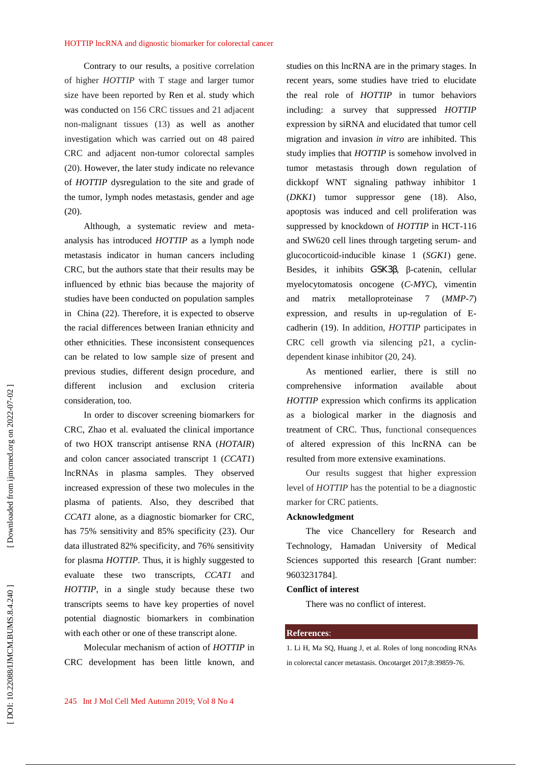Contrary to our results, a positive correlation of higher *HOTTIP* with T stage and larger tumor size have been reported by Ren et al. study which was conducted on 156 CRC tissues and 21 adjacent non-malignant tissues (13) as well as another investigation which was carried out on 48 paired CRC and adjacent non-tumor colorectal samples (20). However, the later study indicate no relevance of *HOTTIP* dysregulation to the site and grade of the tumor, lymph nodes metastasis, gender and age (20).

Although, a systematic review and meta-analysis has introduced *HOTTIP* as a lymph node metastasis indicator in human cancers including CRC, but the authors state that their results may be influenced by ethnic bias because the majority of studies have been conducted on population samples in China (22). Therefore, it is expected to observe the racial differences between Iranian ethnicity and other ethnicities. These inconsistent consequences can be related to low sample size of present and previous studies, different design procedure, and different inclusion and exclusion criteria consideration, too.

In order to discover screening biomarkers for CRC, Zhao et al. evaluated the clinical importance of two HOX transcript antisense RNA (*HOTAIR*) and colon cancer associated transcript 1 (*CCAT1*) lncRNAs in plasma samples. They observed increased expression of these two molecules in the plasma of patients. Also, they described that *CCAT1* alone, as a diagnostic biomarker for CRC, has 75% sensitivity and 85% specificity (23). Our data illustrated 82% specificity, and 76% sensitivity for plasma *HOTTIP*. Thus, it is highly suggested to evaluate these two transcripts, *CCAT1* and *HOTTIP*, in a single study because these two transcripts seems to have key properties of novel potential diagnostic biomarkers in combination with each other or one of these transcript alone.

Molecular mechanism of action of *HOTTIP* in CRC development has been little known, and studies on this lncRNA are in the primary stages. In recent years, some studies have tried to elucidate the real role of *HOTTIP* in tumor behaviors including: a survey that suppressed *HOTTIP* expression by siRNA and elucidated that tumor cell migration and invasion *in vitro* are inhibited. This study implies that *HOTTIP* is somehow involved in tumor metastasis through down regulation of dickkopf WNT signaling pathway inhibitor 1 (*DKK1*) tumor suppressor gene (18). Also, apoptosis was induced and cell proliferation was suppressed by knockdown of *HOTTIP* in HCT-116 and SW620 cell lines through targeting serum- and glucocorticoid-inducible kinase 1 (*SGK1*) gene. Besides, it inhibits GSK3β, β-catenin, cellular myelocytomatosis oncogene (*C-MYC*), vimentin and matrix metalloproteinase 7 (*MMP-7*) expression, and results in up-regulation of E-cadherin (19). In addition, *HOTTIP* participates in CRC cell growth via silencing p21, a cyclin-dependent kinase inhibitor (20, 24).

As mentioned earlier, there is still no comprehensive information available about *HOTTIP* expression which confirms its application as a biological marker in the diagnosis and treatment of CRC. Thus, functional consequences of altered expression of this lncRNA can be resulted from more extensive examinations.

Our results suggest that higher expression level of *HOTTIP* has the potential to be a diagnostic marker for CRC patients.

## Acknowledgment

The vice Chancellery for Research and Technology, Hamadan University of Medical Sciences supported this research [Grant number: 9603231784].

## Conflict of interest

There was no conflict of interest.

## References:

1. Li H, Ma SQ, Huang J, et al. Roles of long noncoding RNAs in colorectal cancer metastasis. Oncotarget 2017;8:39859-76.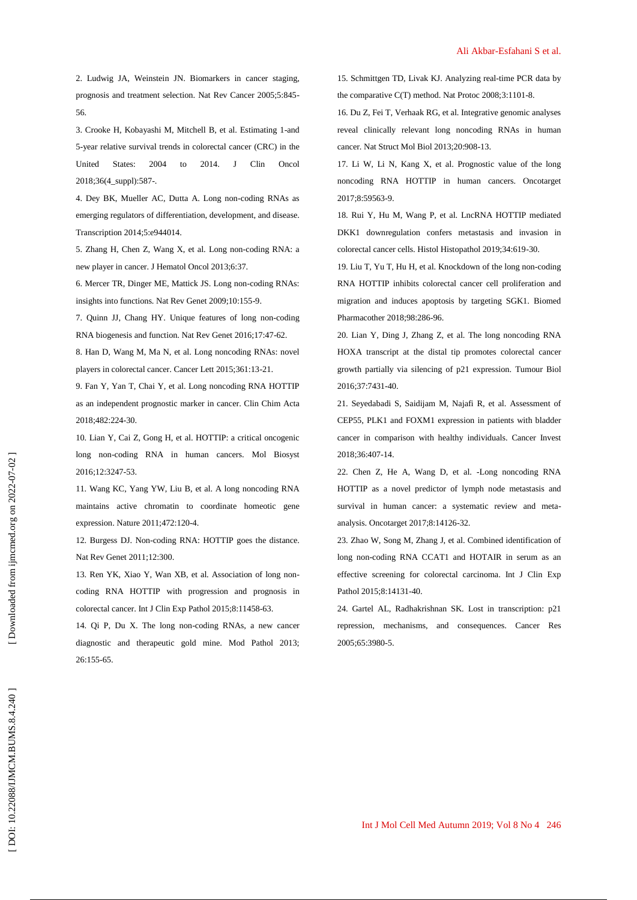2. Ludwig JA, Weinstein JN. Biomarkers in cancer staging, prognosis and treatment selection. Nat Rev Cancer 2005;5:845-56.

3. Crooke H, Kobayashi M, Mitchell B, et al. Estimating 1-and 5-year relative survival trends in colorectal cancer (CRC) in the United States: 2004 to 2014. J Clin Oncol 2018;36(4_suppl):587-.

4. Dey BK, Mueller AC, Dutta A. Long non-coding RNAs as emerging regulators of differentiation, development, and disease. Transcription 2014;5:e944014.

5. Zhang H, Chen Z, Wang X, et al. Long non-coding RNA: a new player in cancer. J Hematol Oncol 2013;6:37.

6. Mercer TR, Dinger ME, Mattick JS. Long non-coding RNAs: insights into functions. Nat Rev Genet 2009;10:155-9.

7. Quinn JJ, Chang HY. Unique features of long non-coding RNA biogenesis and function. Nat Rev Genet 2016;17:47-62.

8. Han D, Wang M, Ma N, et al. Long noncoding RNAs: novel players in colorectal cancer. Cancer Lett 2015;361:13-21.

9. Fan Y, Yan T, Chai Y, et al. Long noncoding RNA HOTTIP as an independent prognostic marker in cancer. Clin Chim Acta 2018;482:224-30.

10. Lian Y, Cai Z, Gong H, et al. HOTTIP: a critical oncogenic long non-coding RNA in human cancers. Mol Biosyst 2016;12:3247-53.

11. Wang KC, Yang YW, Liu B, et al. A long noncoding RNA maintains active chromatin to coordinate homeotic gene expression. Nature 2011;472:120-4.

12. Burgess DJ. Non-coding RNA: HOTTIP goes the distance. Nat Rev Genet 2011;12:300.

13. Ren YK, Xiao Y, Wan XB, et al. Association of long non-coding RNA HOTTIP with progression and prognosis in colorectal cancer. Int J Clin Exp Pathol 2015;8:11458-63.

14. Qi P, Du X. The long non-coding RNAs, a new cancer diagnostic and therapeutic gold mine. Mod Pathol 2013; 26:155-65.

15. Schmittgen TD, Livak KJ. Analyzing real-time PCR data by the comparative C(T) method. Nat Protoc 2008;3:1101-8.

16. Du Z, Fei T, Verhaak RG, et al. Integrative genomic analyses reveal clinically relevant long noncoding RNAs in human cancer. Nat Struct Mol Biol 2013;20:908-13.

17. Li W, Li N, Kang X, et al. Prognostic value of the long noncoding RNA HOTTIP in human cancers. Oncotarget 2017;8:59563-9.

18. Rui Y, Hu M, Wang P, et al. LncRNA HOTTIP mediated DKK1 downregulation confers metastasis and invasion in colorectal cancer cells. Histol Histopathol 2019;34:619-30.

19. Liu T, Yu T, Hu H, et al. Knockdown of the long non-coding RNA HOTTIP inhibits colorectal cancer cell proliferation and migration and induces apoptosis by targeting SGK1. Biomed Pharmacother 2018;98:286-96.

20. Lian Y, Ding J, Zhang Z, et al. The long noncoding RNA HOXA transcript at the distal tip promotes colorectal cancer growth partially via silencing of p21 expression. Tumour Biol 2016;37:7431-40.

21. Seyedabadi S, Saidijam M, Najafi R, et al. Assessment of CEP55, PLK1 and FOXM1 expression in patients with bladder cancer in comparison with healthy individuals. Cancer Invest 2018;36:407-14.

22. Chen Z, He A, Wang D, et al. -Long noncoding RNA HOTTIP as a novel predictor of lymph node metastasis and survival in human cancer: a systematic review and meta-analysis. Oncotarget 2017;8:14126-32.

23. Zhao W, Song M, Zhang J, et al. Combined identification of long non-coding RNA CCAT1 and HOTAIR in serum as an effective screening for colorectal carcinoma. Int J Clin Exp Pathol 2015;8:14131-40.

24. Gartel AL, Radhakrishnan SK. Lost in transcription: p21 repression, mechanisms, and consequences. Cancer Res 2005;65:3980-5.